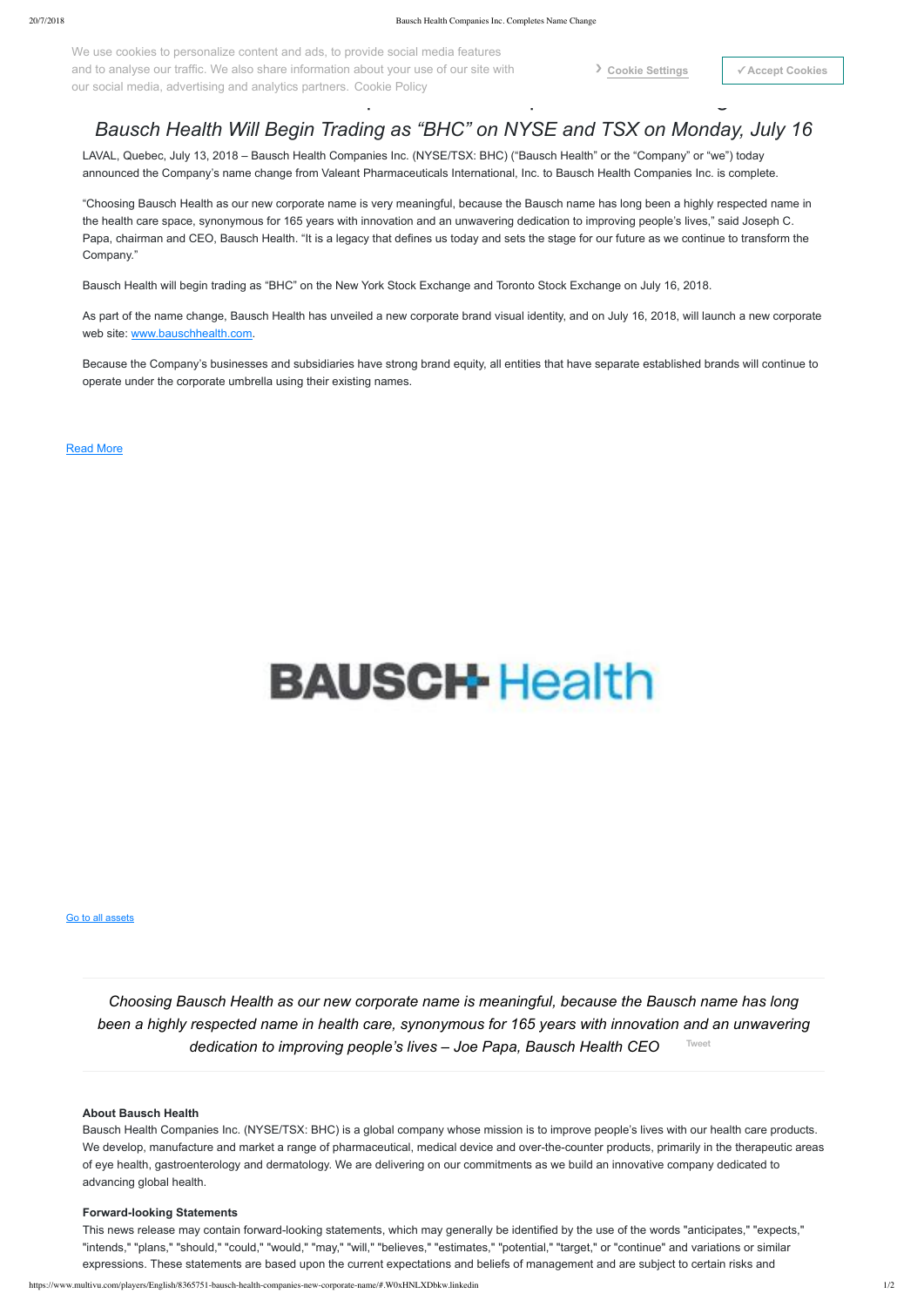We use cookies to personalize content and ads, to provide social media features and to analyse our traffic. We also share information about your use of our site with our social media, advertising and analytics partners. Cookie Policy

Cookie Settings

✓Accept Cookies

## *Bausch Health Will Begin Trading as "BHC" on NYSE and TSX on Monday, July 16*

LAVAL, Quebec, July 13, 2018 – Bausch Health Companies Inc. (NYSE/TSX: BHC) ("Bausch Health" or the "Company" or "we") today announced the Company's name change from Valeant Pharmaceuticals International, Inc. to Bausch Health Companies Inc. is complete.

"Choosing Bausch Health as our new corporate name is very meaningful, because the Bausch name has long been a highly respected name in the health care space, synonymous for 165 years with innovation and an unwavering dedication to improving people's lives," said Joseph C. Papa, chairman and CEO, Bausch Health. "It is a legacy that defines us today and sets the stage for our future as we continue to transform the Company."

Bausch Health will begin trading as "BHC" on the New York Stock Exchange and Toronto Stock Exchange on July 16, 2018.

As part of the name change, Bausch Health has unveiled a new corporate brand visual identity, and on July 16, 2018, will launch a new corporate web site: www.bauschhealth.com.

Because the Company's businesses and subsidiaries have strong brand equity, all entities that have separate established brands will continue to operate under the corporate umbrella using their existing names.

Read More

BAUSCH Health

Go to all assets

*Choosing Bausch Health as our new corporate name is meaningful, because the Bausch name has long been a highly respected name in health care, synonymous for 165 years with innovation and an unwavering dedication to improving people's lives – Joe Papa, Bausch Health CEO* Tweet

**About Bausch Health**

Bausch Health Companies Inc. (NYSE/TSX: BHC) is a global company whose mission is to improve people's lives with our health care products. We develop, manufacture and market a range of pharmaceutical, medical device and over-the-counter products, primarily in the therapeutic areas of eye health, gastroenterology and dermatology. We are delivering on our commitments as we build an innovative company dedicated to advancing global health.

**Forward-looking Statements**

This news release may contain forward-looking statements, which may generally be identified by the use of the words "anticipates," "expects," "intends," "plans," "should," "could," "would," "may," "will," "believes," "estimates," "potential," "target," or "continue" and variations or similar expressions. These statements are based upon the current expectations and beliefs of management and are subject to certain risks and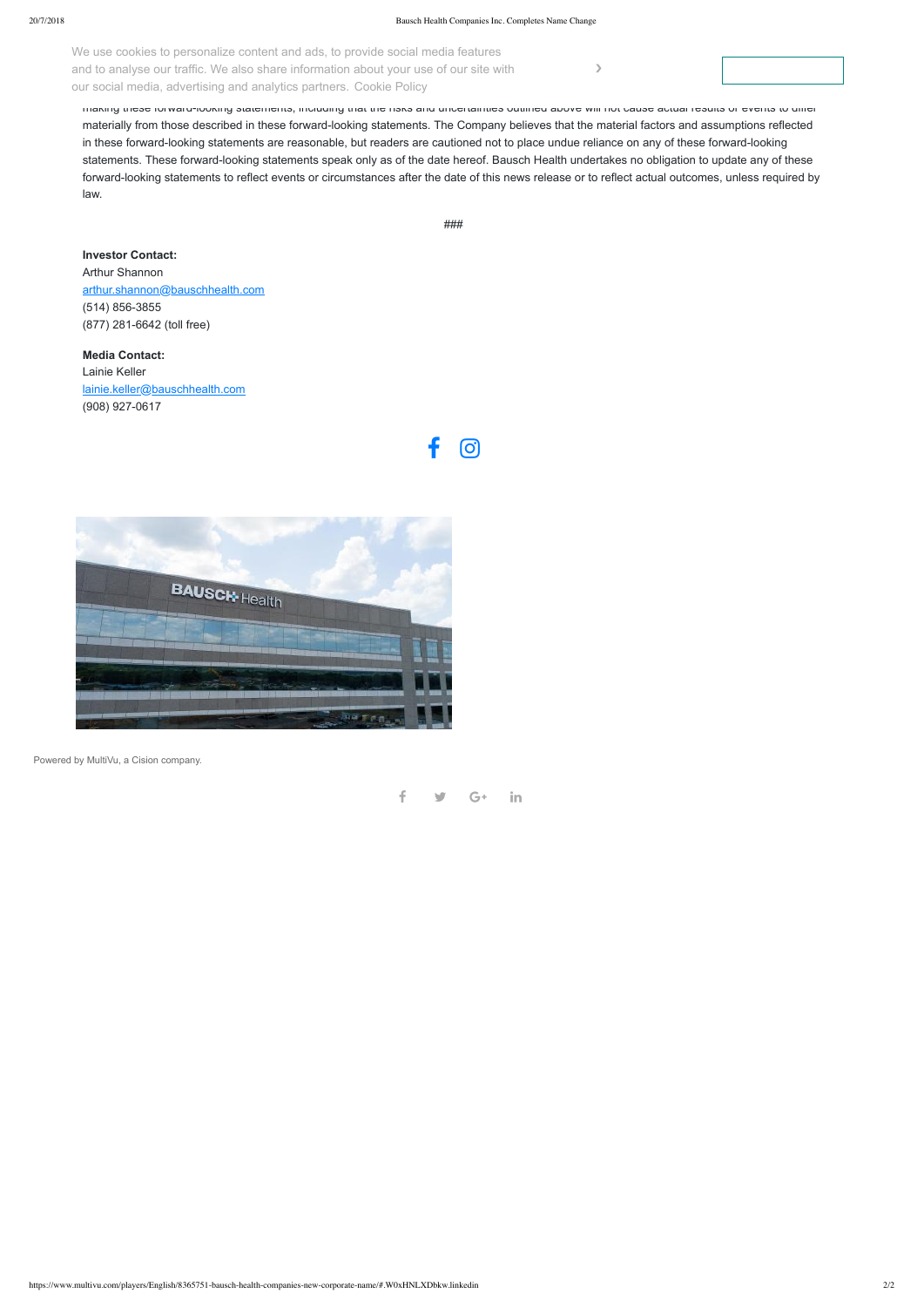We use cookies to personalize content and ads, to provide social media features and to analyse our traffic. We also share information about your use of our site with our social media, advertising and analytics partners. Cookie Policy

making these forward-looking statements, including that the risks and uncertainties outlined above will not cause actual results or events to differ materially from those described in these forward-looking statements. The Company believes that the material factors and assumptions reflected in these forward-looking statements are reasonable, but readers are cautioned not to place undue reliance on any of these forward-looking statements. These forward-looking statements speak only as of the date hereof. Bausch Health undertakes no obligation to update any of these forward-looking statements to reflect events or circumstances after the date of this news release or to reflect actual outcomes, unless required by law.

###

**Investor Contact:**
Arthur Shannon
arthur.shannon@bauschhealth.com
(514) 856-3855
(877) 281-6642 (toll free)

**Media Contact:**
Lainie Keller
lainie.keller@bauschhealth.com
(908) 927-0617

Powered by MultiVu, a Cision company.